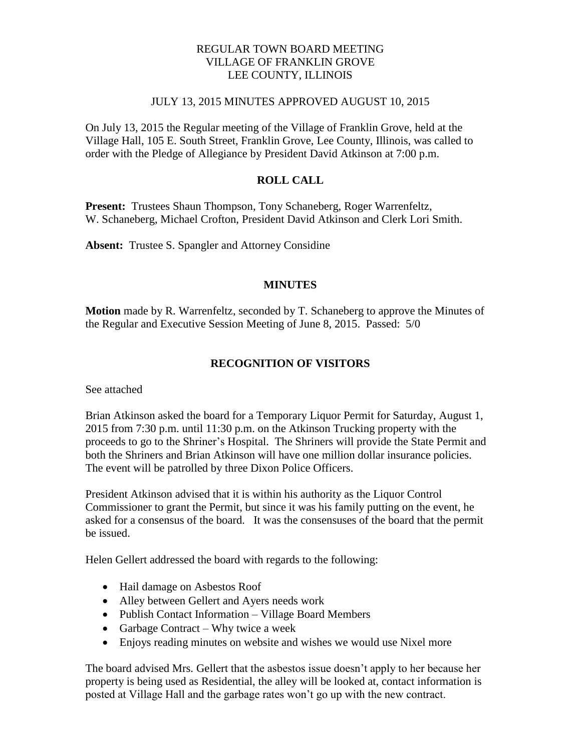REGULAR TOWN BOARD MEETING
VILLAGE OF FRANKLIN GROVE
LEE COUNTY, ILLINOIS

JULY 13, 2015 MINUTES APPROVED AUGUST 10, 2015

On July 13, 2015 the Regular meeting of the Village of Franklin Grove, held at the Village Hall, 105 E. South Street, Franklin Grove, Lee County, Illinois, was called to order with the Pledge of Allegiance by President David Atkinson at 7:00 p.m.

## ROLL CALL

**Present:** Trustees Shaun Thompson, Tony Schaneberg, Roger Warrenfeltz, W. Schaneberg, Michael Crofton, President David Atkinson and Clerk Lori Smith.

**Absent:** Trustee S. Spangler and Attorney Considine

## MINUTES

**Motion** made by R. Warrenfeltz, seconded by T. Schaneberg to approve the Minutes of the Regular and Executive Session Meeting of June 8, 2015. Passed: 5/0

## RECOGNITION OF VISITORS

See attached

Brian Atkinson asked the board for a Temporary Liquor Permit for Saturday, August 1, 2015 from 7:30 p.m. until 11:30 p.m. on the Atkinson Trucking property with the proceeds to go to the Shriner's Hospital. The Shriners will provide the State Permit and both the Shriners and Brian Atkinson will have one million dollar insurance policies. The event will be patrolled by three Dixon Police Officers.

President Atkinson advised that it is within his authority as the Liquor Control Commissioner to grant the Permit, but since it was his family putting on the event, he asked for a consensus of the board. It was the consensuses of the board that the permit be issued.

Helen Gellert addressed the board with regards to the following:

- Hail damage on Asbestos Roof
- Alley between Gellert and Ayers needs work
- Publish Contact Information – Village Board Members
- Garbage Contract – Why twice a week
- Enjoys reading minutes on website and wishes we would use Nixel more

The board advised Mrs. Gellert that the asbestos issue doesn't apply to her because her property is being used as Residential, the alley will be looked at, contact information is posted at Village Hall and the garbage rates won't go up with the new contract.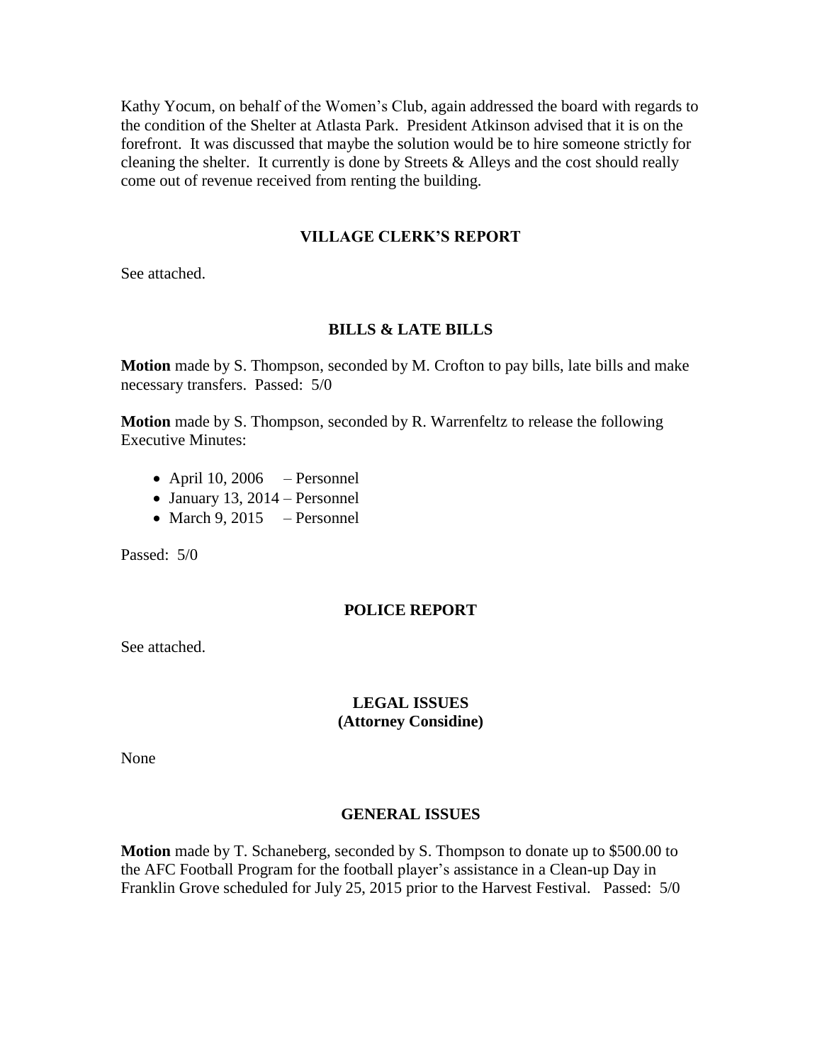Kathy Yocum, on behalf of the Women's Club, again addressed the board with regards to the condition of the Shelter at Atlasta Park. President Atkinson advised that it is on the forefront. It was discussed that maybe the solution would be to hire someone strictly for cleaning the shelter. It currently is done by Streets & Alleys and the cost should really come out of revenue received from renting the building.

## VILLAGE CLERK'S REPORT

See attached.

## BILLS & LATE BILLS

**Motion** made by S. Thompson, seconded by M. Crofton to pay bills, late bills and make necessary transfers. Passed: 5/0

**Motion** made by S. Thompson, seconded by R. Warrenfeltz to release the following Executive Minutes:

- April 10, 2006 – Personnel
- January 13, 2014 – Personnel
- March 9, 2015 – Personnel

Passed: 5/0

## POLICE REPORT

See attached.

## LEGAL ISSUES
## (Attorney Considine)

None

## GENERAL ISSUES

**Motion** made by T. Schaneberg, seconded by S. Thompson to donate up to $500.00 to the AFC Football Program for the football player's assistance in a Clean-up Day in Franklin Grove scheduled for July 25, 2015 prior to the Harvest Festival. Passed: 5/0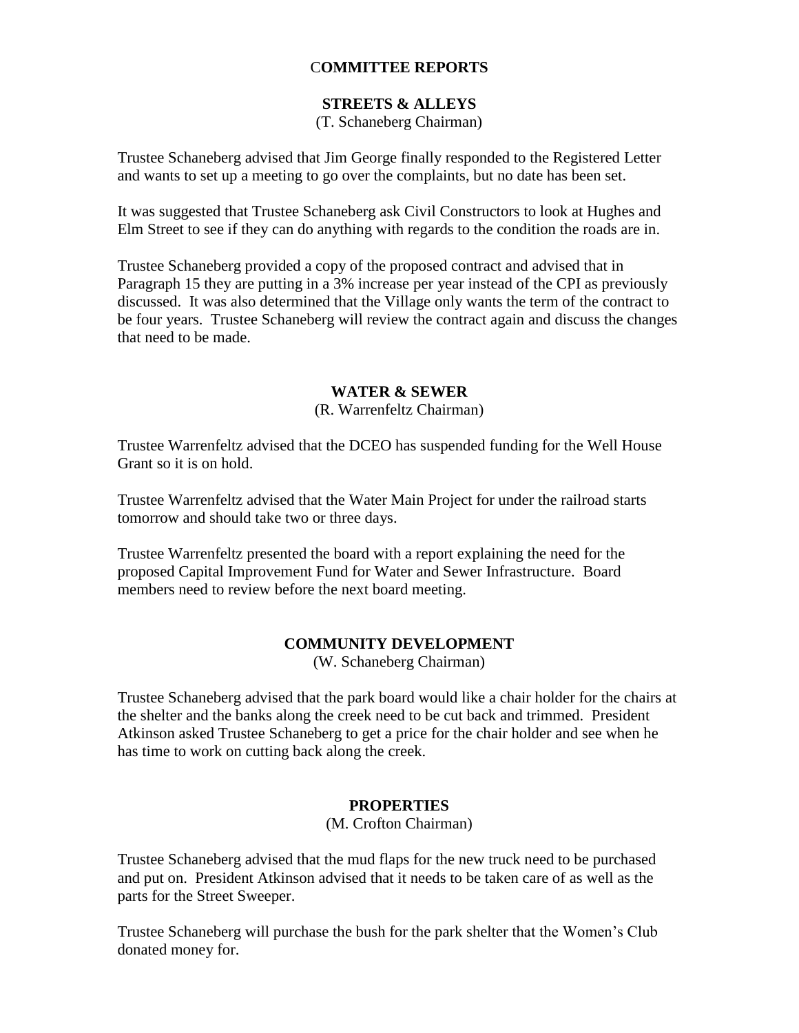## COMMITTEE REPORTS

### STREETS & ALLEYS

(T. Schaneberg Chairman)

Trustee Schaneberg advised that Jim George finally responded to the Registered Letter and wants to set up a meeting to go over the complaints, but no date has been set.

It was suggested that Trustee Schaneberg ask Civil Constructors to look at Hughes and Elm Street to see if they can do anything with regards to the condition the roads are in.

Trustee Schaneberg provided a copy of the proposed contract and advised that in Paragraph 15 they are putting in a 3% increase per year instead of the CPI as previously discussed. It was also determined that the Village only wants the term of the contract to be four years. Trustee Schaneberg will review the contract again and discuss the changes that need to be made.

### WATER & SEWER

(R. Warrenfeltz Chairman)

Trustee Warrenfeltz advised that the DCEO has suspended funding for the Well House Grant so it is on hold.

Trustee Warrenfeltz advised that the Water Main Project for under the railroad starts tomorrow and should take two or three days.

Trustee Warrenfeltz presented the board with a report explaining the need for the proposed Capital Improvement Fund for Water and Sewer Infrastructure. Board members need to review before the next board meeting.

### COMMUNITY DEVELOPMENT

(W. Schaneberg Chairman)

Trustee Schaneberg advised that the park board would like a chair holder for the chairs at the shelter and the banks along the creek need to be cut back and trimmed. President Atkinson asked Trustee Schaneberg to get a price for the chair holder and see when he has time to work on cutting back along the creek.

### PROPERTIES

(M. Crofton Chairman)

Trustee Schaneberg advised that the mud flaps for the new truck need to be purchased and put on. President Atkinson advised that it needs to be taken care of as well as the parts for the Street Sweeper.

Trustee Schaneberg will purchase the bush for the park shelter that the Women's Club donated money for.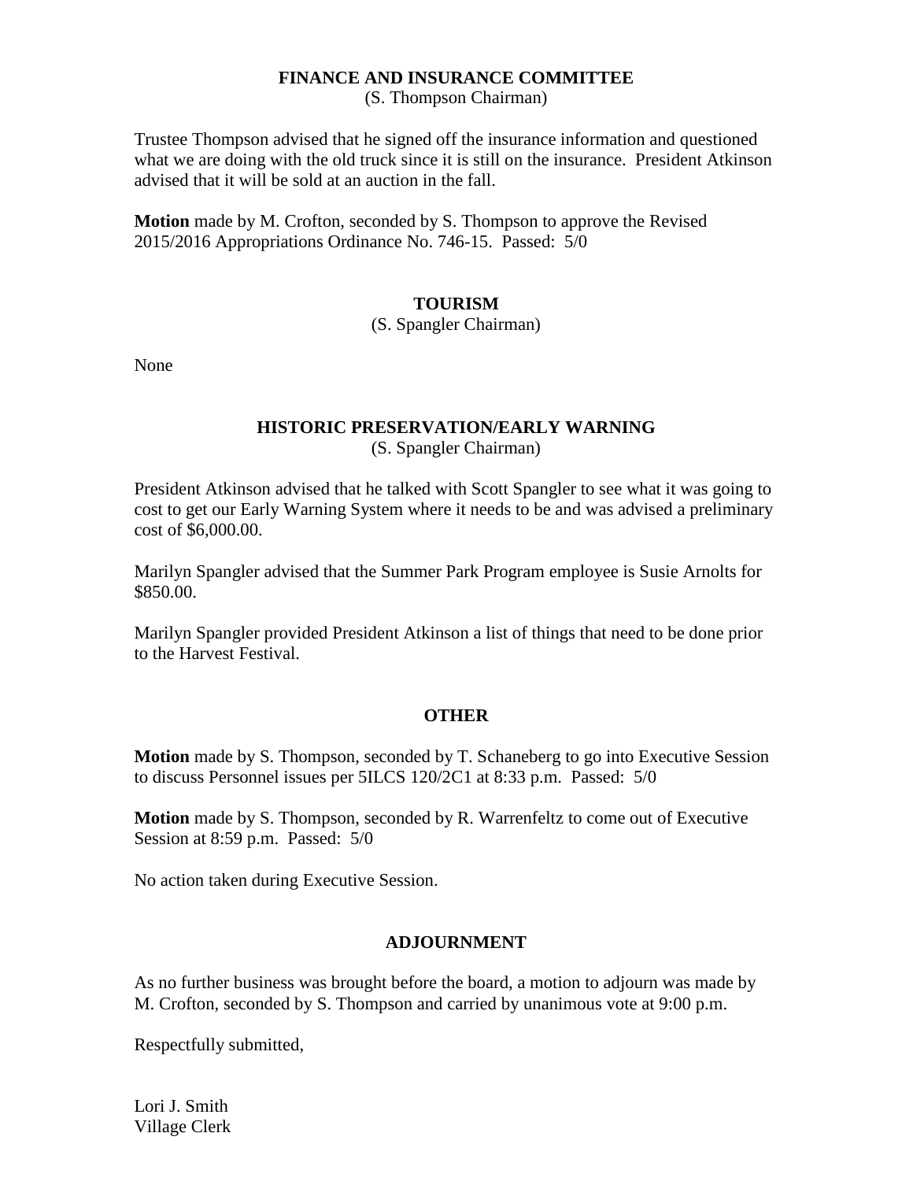## FINANCE AND INSURANCE COMMITTEE

(S. Thompson Chairman)

Trustee Thompson advised that he signed off the insurance information and questioned what we are doing with the old truck since it is still on the insurance. President Atkinson advised that it will be sold at an auction in the fall.

**Motion** made by M. Crofton, seconded by S. Thompson to approve the Revised 2015/2016 Appropriations Ordinance No. 746-15. Passed: 5/0

## TOURISM

(S. Spangler Chairman)

None

## HISTORIC PRESERVATION/EARLY WARNING

(S. Spangler Chairman)

President Atkinson advised that he talked with Scott Spangler to see what it was going to cost to get our Early Warning System where it needs to be and was advised a preliminary cost of $6,000.00.

Marilyn Spangler advised that the Summer Park Program employee is Susie Arnolts for $850.00.

Marilyn Spangler provided President Atkinson a list of things that need to be done prior to the Harvest Festival.

## OTHER

**Motion** made by S. Thompson, seconded by T. Schaneberg to go into Executive Session to discuss Personnel issues per 5ILCS 120/2C1 at 8:33 p.m. Passed: 5/0

**Motion** made by S. Thompson, seconded by R. Warrenfeltz to come out of Executive Session at 8:59 p.m. Passed: 5/0

No action taken during Executive Session.

## ADJOURNMENT

As no further business was brought before the board, a motion to adjourn was made by M. Crofton, seconded by S. Thompson and carried by unanimous vote at 9:00 p.m.

Respectfully submitted,

Lori J. Smith
Village Clerk